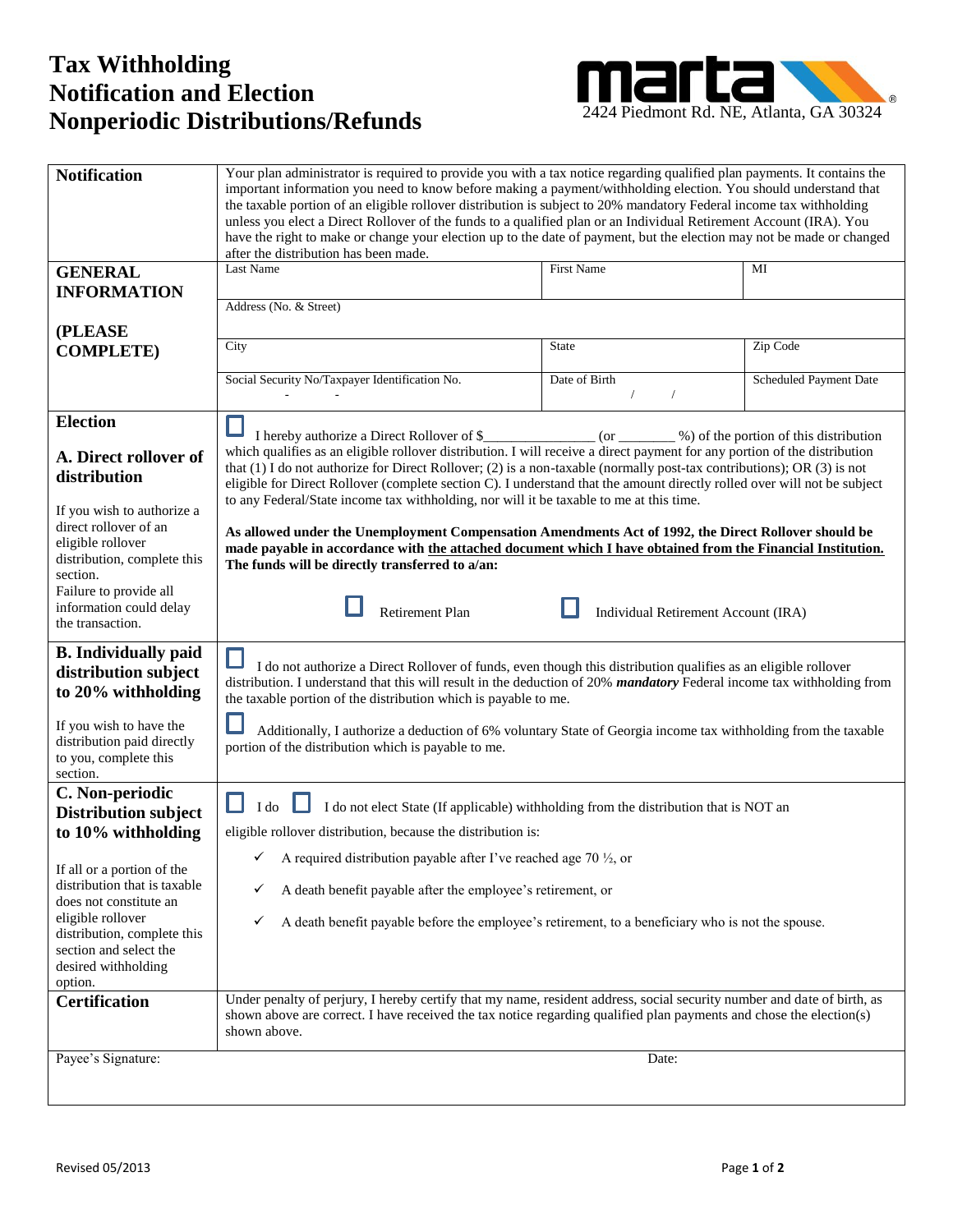# Tax Withholding Notification and Election Nonperiodic Distributions/Refunds

marta

2424 Piedmont Rd. NE, Atlanta, GA 30324

| | | | |
|---|---|---|---|
| **Notification** | Your plan administrator is required to provide you with a tax notice regarding qualified plan payments. It contains the important information you need to know before making a payment/withholding election. You should understand that the taxable portion of an eligible rollover distribution is subject to 20% mandatory Federal income tax withholding unless you elect a Direct Rollover of the funds to a qualified plan or an Individual Retirement Account (IRA). You have the right to make or change your election up to the date of payment, but the election may not be made or changed after the distribution has been made. | | |
| **GENERAL INFORMATION (PLEASE COMPLETE)** | Last Name | First Name | MI |
| | Address (No. & Street) | | |
| | City | State | Zip Code |
| | Social Security No/Taxpayer Identification No. - - | Date of Birth / / | Scheduled Payment Date |

**Election**

**A. Direct rollover of distribution**

If you wish to authorize a direct rollover of an eligible rollover distribution, complete this section. Failure to provide all information could delay the transaction.

☐ I hereby authorize a Direct Rollover of $_______________ (or ________ %) of the portion of this distribution which qualifies as an eligible rollover distribution. I will receive a direct payment for any portion of the distribution that (1) I do not authorize for Direct Rollover; (2) is a non-taxable (normally post-tax contributions); OR (3) is not eligible for Direct Rollover (complete section C). I understand that the amount directly rolled over will not be subject to any Federal/State income tax withholding, nor will it be taxable to me at this time.

**As allowed under the Unemployment Compensation Amendments Act of 1992, the Direct Rollover should be made payable in accordance with the attached document which I have obtained from the Financial Institution. The funds will be directly transferred to a/an:**

☐ Retirement Plan ☐ Individual Retirement Account (IRA)

**B. Individually paid distribution subject to 20% withholding**

If you wish to have the distribution paid directly to you, complete this section.

☐ I do not authorize a Direct Rollover of funds, even though this distribution qualifies as an eligible rollover distribution. I understand that this will result in the deduction of 20% ***mandatory*** Federal income tax withholding from the taxable portion of the distribution which is payable to me.

☐ Additionally, I authorize a deduction of 6% voluntary State of Georgia income tax withholding from the taxable portion of the distribution which is payable to me.

**C. Non-periodic Distribution subject to 10% withholding**

If all or a portion of the distribution that is taxable does not constitute an eligible rollover distribution, complete this section and select the desired withholding option.

☐ I do ☐ I do not elect State (If applicable) withholding from the distribution that is NOT an eligible rollover distribution, because the distribution is:

- ✓ A required distribution payable after I've reached age 70 ½, or
- ✓ A death benefit payable after the employee's retirement, or
- ✓ A death benefit payable before the employee's retirement, to a beneficiary who is not the spouse.

**Certification**

Under penalty of perjury, I hereby certify that my name, resident address, social security number and date of birth, as shown above are correct. I have received the tax notice regarding qualified plan payments and chose the election(s) shown above.

Payee's Signature: Date:

Revised 05/2013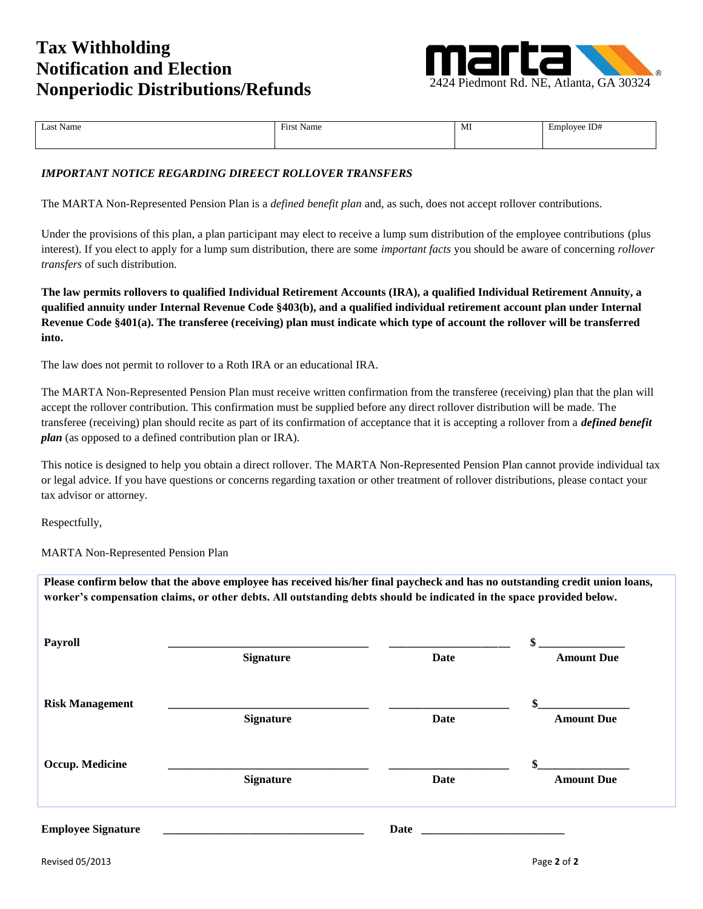# Tax Withholding Notification and Election Nonperiodic Distributions/Refunds

marta
2424 Piedmont Rd. NE, Atlanta, GA 30324

| Last Name | First Name | MI | Employee ID# |
|---|---|---|---|
| | | | |

***IMPORTANT NOTICE REGARDING DIREECT ROLLOVER TRANSFERS***

The MARTA Non-Represented Pension Plan is a *defined benefit plan* and, as such, does not accept rollover contributions.

Under the provisions of this plan, a plan participant may elect to receive a lump sum distribution of the employee contributions (plus interest). If you elect to apply for a lump sum distribution, there are some *important facts* you should be aware of concerning *rollover transfers* of such distribution.

**The law permits rollovers to qualified Individual Retirement Accounts (IRA), a qualified Individual Retirement Annuity, a qualified annuity under Internal Revenue Code §403(b), and a qualified individual retirement account plan under Internal Revenue Code §401(a). The transferee (receiving) plan must indicate which type of account the rollover will be transferred into.**

The law does not permit to rollover to a Roth IRA or an educational IRA.

The MARTA Non-Represented Pension Plan must receive written confirmation from the transferee (receiving) plan that the plan will accept the rollover contribution. This confirmation must be supplied before any direct rollover distribution will be made. The transferee (receiving) plan should recite as part of its confirmation of acceptance that it is accepting a rollover from a ***defined benefit plan*** (as opposed to a defined contribution plan or IRA).

This notice is designed to help you obtain a direct rollover. The MARTA Non-Represented Pension Plan cannot provide individual tax or legal advice. If you have questions or concerns regarding taxation or other treatment of rollover distributions, please contact your tax advisor or attorney.

Respectfully,

MARTA Non-Represented Pension Plan

**Please confirm below that the above employee has received his/her final paycheck and has no outstanding credit union loans, worker's compensation claims, or other debts. All outstanding debts should be indicated in the space provided below.**

**Payroll** ______________________ ______________ $ __________
**Signature** **Date** **Amount Due**

**Risk Management** ______________________ ______________ $__________
**Signature** **Date** **Amount Due**

**Occup. Medicine** ______________________ ______________ $__________
**Signature** **Date** **Amount Due**

**Employee Signature** ______________________ **Date** ______________

Revised 05/2013